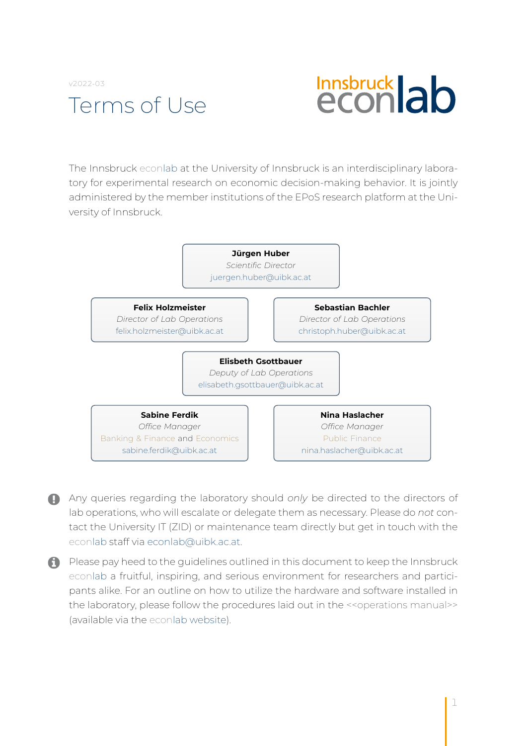v2022-03

# Terms of Use

Innsbruck econlab

The Innsbruck econlab at the University of Innsbruck is an interdisciplinary laboratory for experimental research on economic decision-making behavior. It is jointly administered by the member institutions of the EPoS research platform at the University of Innsbruck.

**Jürgen Huber**
*Scientific Director*
juergen.huber@uibk.ac.at

**Felix Holzmeister**
*Director of Lab Operations*
felix.holzmeister@uibk.ac.at

**Sebastian Bachler**
*Director of Lab Operations*
christoph.huber@uibk.ac.at

**Elisbeth Gsottbauer**
*Deputy of Lab Operations*
elisabeth.gsottbauer@uibk.ac.at

**Sabine Ferdik**
*Office Manager*
Banking & Finance and Economics
sabine.ferdik@uibk.ac.at

**Nina Haslacher**
*Office Manager*
Public Finance
nina.haslacher@uibk.ac.at

Any queries regarding the laboratory should *only* be directed to the directors of lab operations, who will escalate or delegate them as necessary. Please do *not* contact the University IT (ZID) or maintenance team directly but get in touch with the econlab staff via econlab@uibk.ac.at.

Please pay heed to the guidelines outlined in this document to keep the Innsbruck econlab a fruitful, inspiring, and serious environment for researchers and participants alike. For an outline on how to utilize the hardware and software installed in the laboratory, please follow the procedures laid out in the <<operations manual>> (available via the econlab website).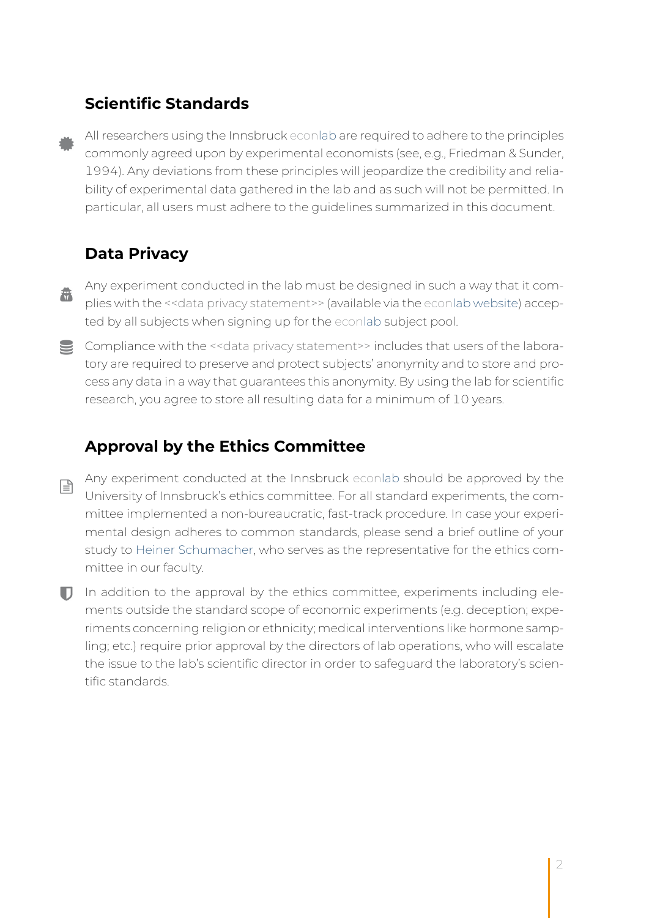## Scientific Standards

All researchers using the Innsbruck econlab are required to adhere to the principles commonly agreed upon by experimental economists (see, e.g., Friedman & Sunder, 1994). Any deviations from these principles will jeopardize the credibility and reliability of experimental data gathered in the lab and as such will not be permitted. In particular, all users must adhere to the guidelines summarized in this document.

## Data Privacy

Any experiment conducted in the lab must be designed in such a way that it complies with the <<data privacy statement>> (available via the econlab website) accepted by all subjects when signing up for the econlab subject pool.

Compliance with the <<data privacy statement>> includes that users of the laboratory are required to preserve and protect subjects' anonymity and to store and process any data in a way that guarantees this anonymity. By using the lab for scientific research, you agree to store all resulting data for a minimum of 10 years.

## Approval by the Ethics Committee

Any experiment conducted at the Innsbruck econlab should be approved by the University of Innsbruck's ethics committee. For all standard experiments, the committee implemented a non-bureaucratic, fast-track procedure. In case your experimental design adheres to common standards, please send a brief outline of your study to Heiner Schumacher, who serves as the representative for the ethics committee in our faculty.

In addition to the approval by the ethics committee, experiments including elements outside the standard scope of economic experiments (e.g. deception; experiments concerning religion or ethnicity; medical interventions like hormone sampling; etc.) require prior approval by the directors of lab operations, who will escalate the issue to the lab's scientific director in order to safeguard the laboratory's scientific standards.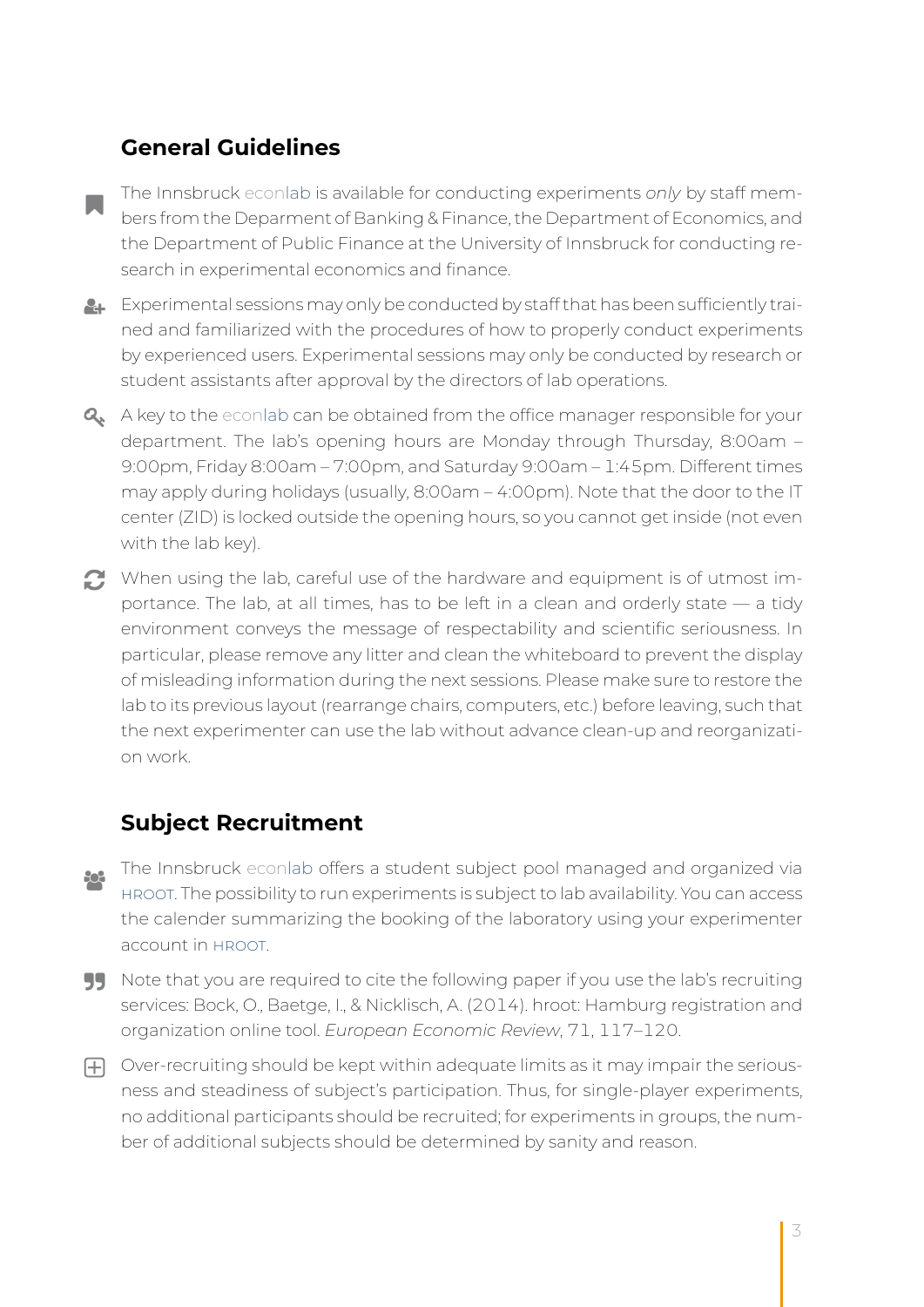## General Guidelines

The Innsbruck econlab is available for conducting experiments *only* by staff members from the Deparment of Banking & Finance, the Department of Economics, and the Department of Public Finance at the University of Innsbruck for conducting research in experimental economics and finance.

Experimental sessions may only be conducted by staff that has been sufficiently trained and familiarized with the procedures of how to properly conduct experiments by experienced users. Experimental sessions may only be conducted by research or student assistants after approval by the directors of lab operations.

A key to the econlab can be obtained from the office manager responsible for your department. The lab's opening hours are Monday through Thursday, 8:00am – 9:00pm, Friday 8:00am – 7:00pm, and Saturday 9:00am – 1:45pm. Different times may apply during holidays (usually, 8:00am – 4:00pm). Note that the door to the IT center (ZID) is locked outside the opening hours, so you cannot get inside (not even with the lab key).

When using the lab, careful use of the hardware and equipment is of utmost importance. The lab, at all times, has to be left in a clean and orderly state — a tidy environment conveys the message of respectability and scientific seriousness. In particular, please remove any litter and clean the whiteboard to prevent the display of misleading information during the next sessions. Please make sure to restore the lab to its previous layout (rearrange chairs, computers, etc.) before leaving, such that the next experimenter can use the lab without advance clean-up and reorganization work.

## Subject Recruitment

The Innsbruck econlab offers a student subject pool managed and organized via HROOT. The possibility to run experiments is subject to lab availability. You can access the calender summarizing the booking of the laboratory using your experimenter account in HROOT.

Note that you are required to cite the following paper if you use the lab's recruiting services: Bock, O., Baetge, I., & Nicklisch, A. (2014). hroot: Hamburg registration and organization online tool. *European Economic Review*, 71, 117–120.

Over-recruiting should be kept within adequate limits as it may impair the seriousness and steadiness of subject's participation. Thus, for single-player experiments, no additional participants should be recruited; for experiments in groups, the number of additional subjects should be determined by sanity and reason.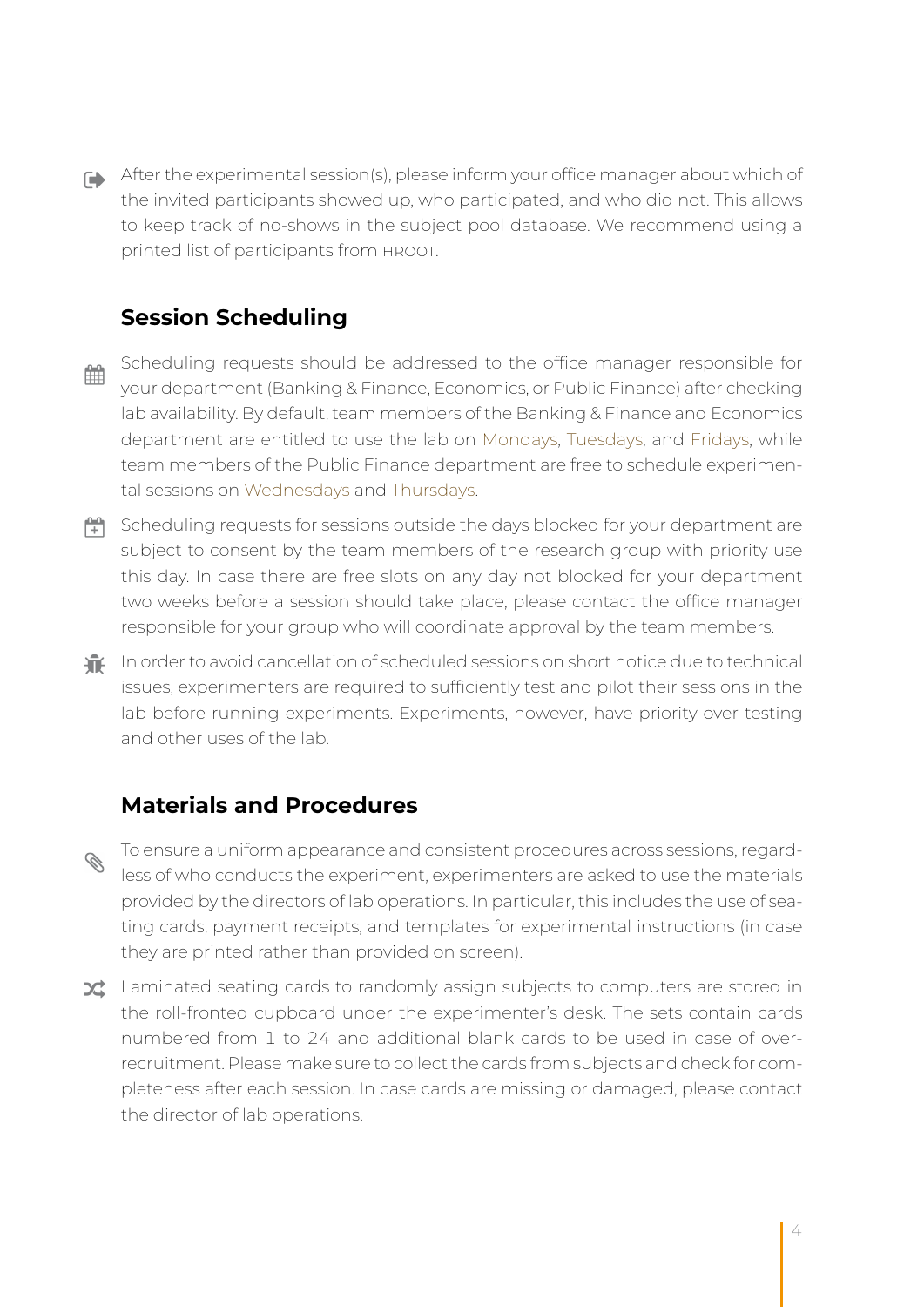After the experimental session(s), please inform your office manager about which of the invited participants showed up, who participated, and who did not. This allows to keep track of no-shows in the subject pool database. We recommend using a printed list of participants from HROOT.

## Session Scheduling

Scheduling requests should be addressed to the office manager responsible for your department (Banking & Finance, Economics, or Public Finance) after checking lab availability. By default, team members of the Banking & Finance and Economics department are entitled to use the lab on Mondays, Tuesdays, and Fridays, while team members of the Public Finance department are free to schedule experimental sessions on Wednesdays and Thursdays.

Scheduling requests for sessions outside the days blocked for your department are subject to consent by the team members of the research group with priority use this day. In case there are free slots on any day not blocked for your department two weeks before a session should take place, please contact the office manager responsible for your group who will coordinate approval by the team members.

In order to avoid cancellation of scheduled sessions on short notice due to technical issues, experimenters are required to sufficiently test and pilot their sessions in the lab before running experiments. Experiments, however, have priority over testing and other uses of the lab.

## Materials and Procedures

To ensure a uniform appearance and consistent procedures across sessions, regardless of who conducts the experiment, experimenters are asked to use the materials provided by the directors of lab operations. In particular, this includes the use of seating cards, payment receipts, and templates for experimental instructions (in case they are printed rather than provided on screen).

Laminated seating cards to randomly assign subjects to computers are stored in the roll-fronted cupboard under the experimenter's desk. The sets contain cards numbered from 1 to 24 and additional blank cards to be used in case of over-recruitment. Please make sure to collect the cards from subjects and check for completeness after each session. In case cards are missing or damaged, please contact the director of lab operations.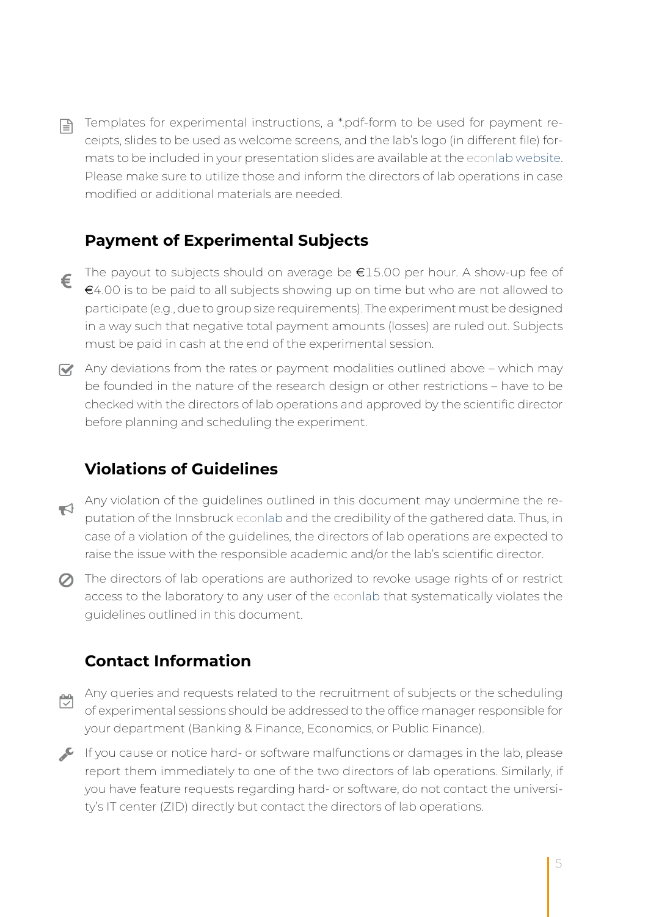Templates for experimental instructions, a *.pdf-form to be used for payment receipts, slides to be used as welcome screens, and the lab's logo (in different file) formats to be included in your presentation slides are available at the econlab website. Please make sure to utilize those and inform the directors of lab operations in case modified or additional materials are needed.

## Payment of Experimental Subjects

The payout to subjects should on average be €15.00 per hour. A show-up fee of €4.00 is to be paid to all subjects showing up on time but who are not allowed to participate (e.g., due to group size requirements). The experiment must be designed in a way such that negative total payment amounts (losses) are ruled out. Subjects must be paid in cash at the end of the experimental session.

Any deviations from the rates or payment modalities outlined above – which may be founded in the nature of the research design or other restrictions – have to be checked with the directors of lab operations and approved by the scientific director before planning and scheduling the experiment.

## Violations of Guidelines

Any violation of the guidelines outlined in this document may undermine the reputation of the Innsbruck econlab and the credibility of the gathered data. Thus, in case of a violation of the guidelines, the directors of lab operations are expected to raise the issue with the responsible academic and/or the lab's scientific director.

The directors of lab operations are authorized to revoke usage rights of or restrict access to the laboratory to any user of the econlab that systematically violates the guidelines outlined in this document.

## Contact Information

Any queries and requests related to the recruitment of subjects or the scheduling of experimental sessions should be addressed to the office manager responsible for your department (Banking & Finance, Economics, or Public Finance).

If you cause or notice hard- or software malfunctions or damages in the lab, please report them immediately to one of the two directors of lab operations. Similarly, if you have feature requests regarding hard- or software, do not contact the university's IT center (ZID) directly but contact the directors of lab operations.